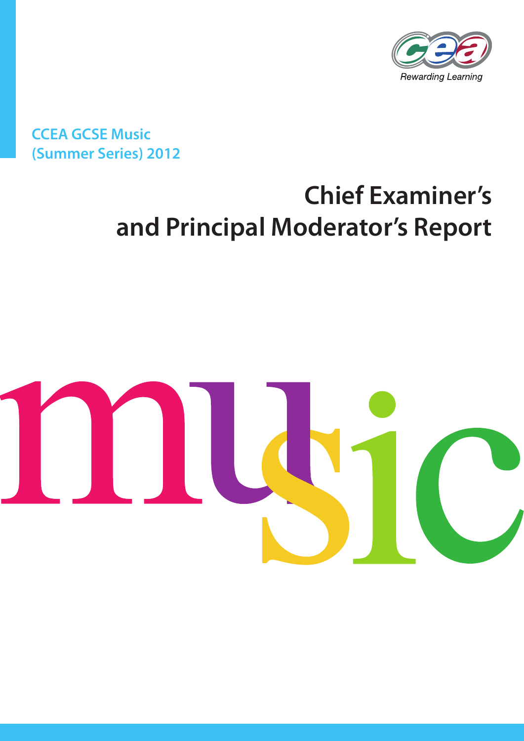CCEA GCSE Music
(Summer Series) 2012

# Chief Examiner's and Principal Moderator's Report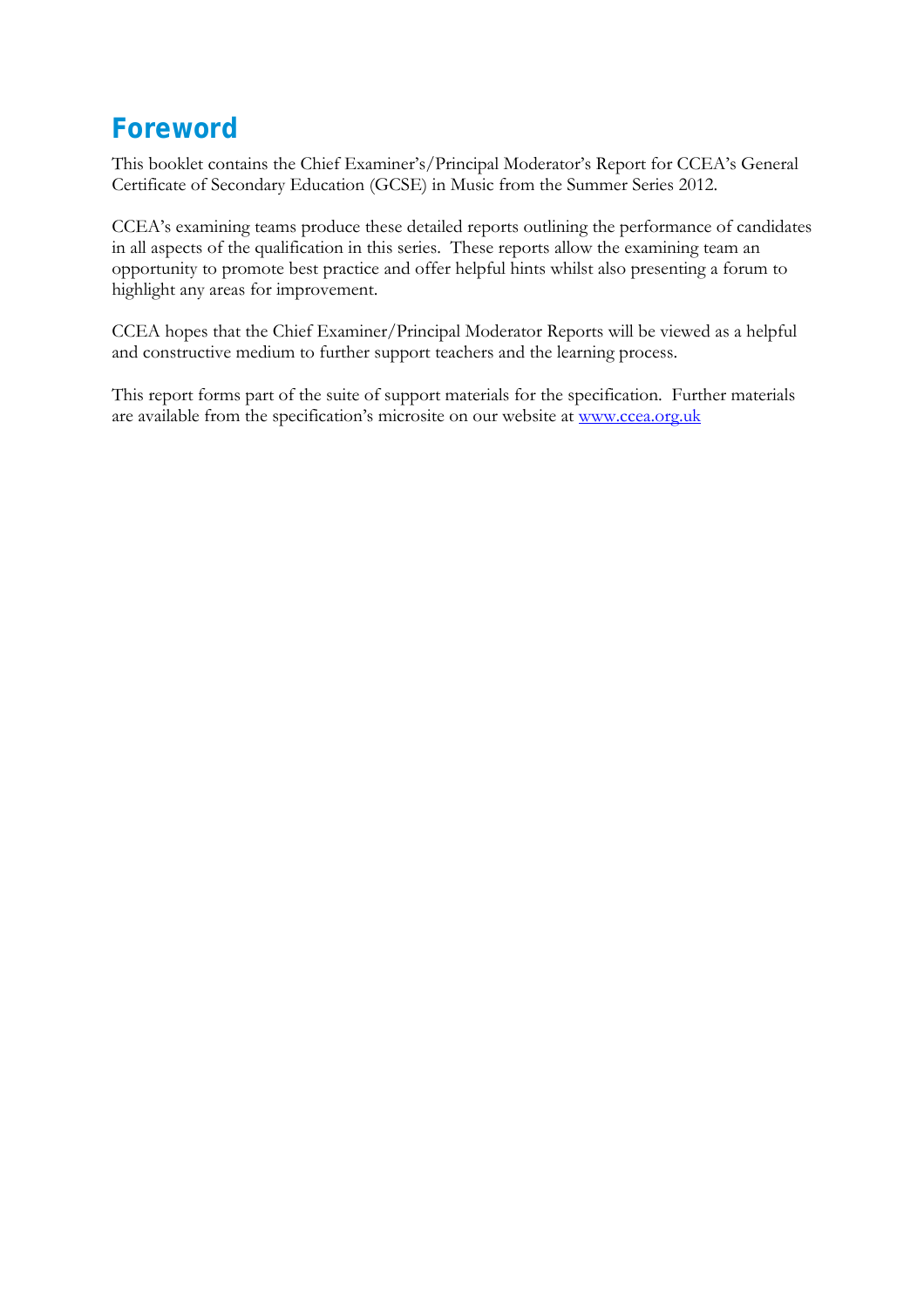# Foreword

This booklet contains the Chief Examiner's/Principal Moderator's Report for CCEA's General Certificate of Secondary Education (GCSE) in Music from the Summer Series 2012.

CCEA's examining teams produce these detailed reports outlining the performance of candidates in all aspects of the qualification in this series. These reports allow the examining team an opportunity to promote best practice and offer helpful hints whilst also presenting a forum to highlight any areas for improvement.

CCEA hopes that the Chief Examiner/Principal Moderator Reports will be viewed as a helpful and constructive medium to further support teachers and the learning process.

This report forms part of the suite of support materials for the specification. Further materials are available from the specification's microsite on our website at [www.ccea.org.uk](http://www.ccea.org.uk)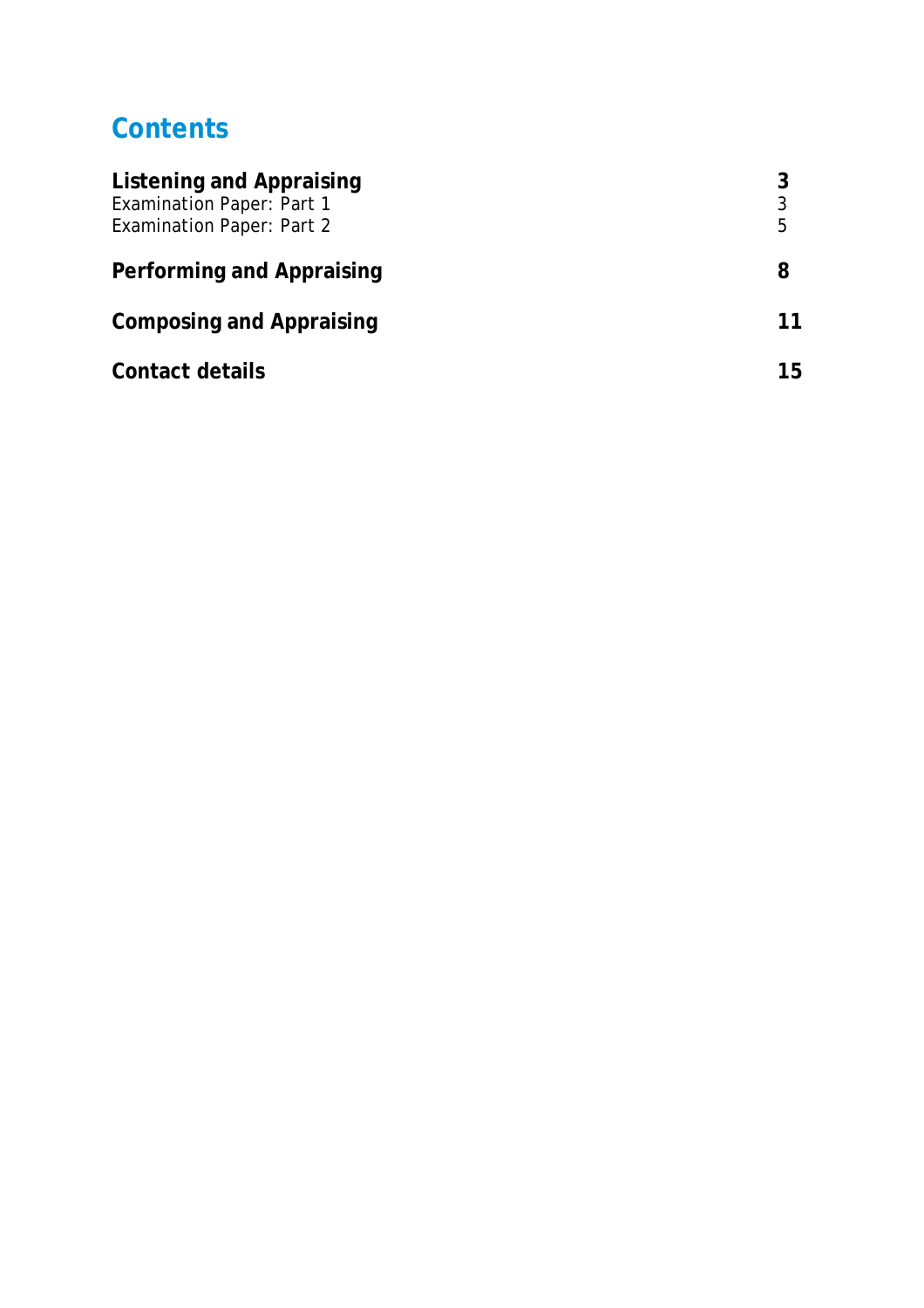# Contents

| | |
|---|---|
| **Listening and Appraising** | **3** |
| Examination Paper: Part 1 | 3 |
| Examination Paper: Part 2 | 5 |
| **Performing and Appraising** | **8** |
| **Composing and Appraising** | **11** |
| **Contact details** | **15** |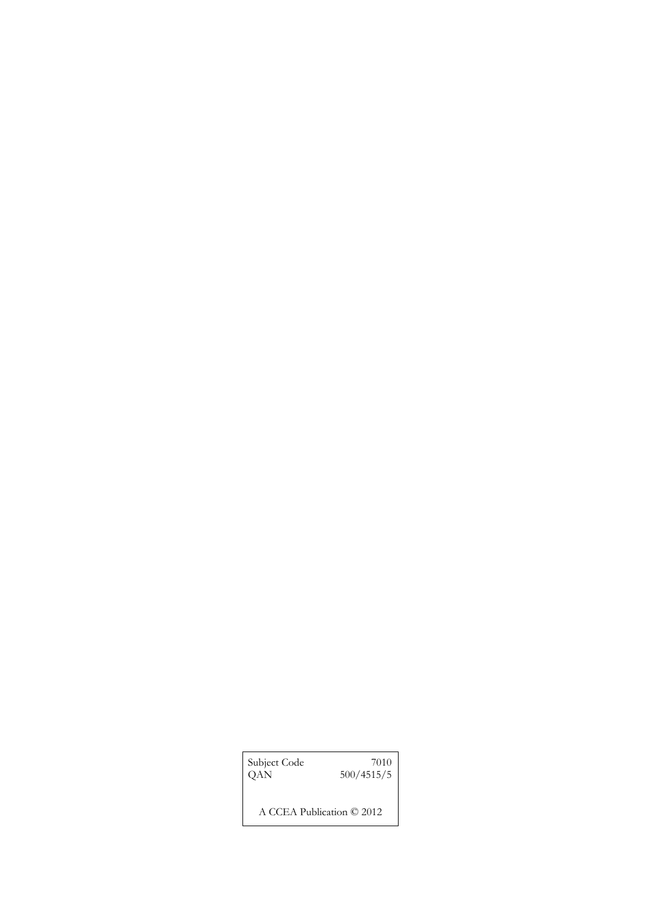| Subject Code | 7010 |
| --- | --- |
| QAN | 500/4515/5 |

A CCEA Publication © 2012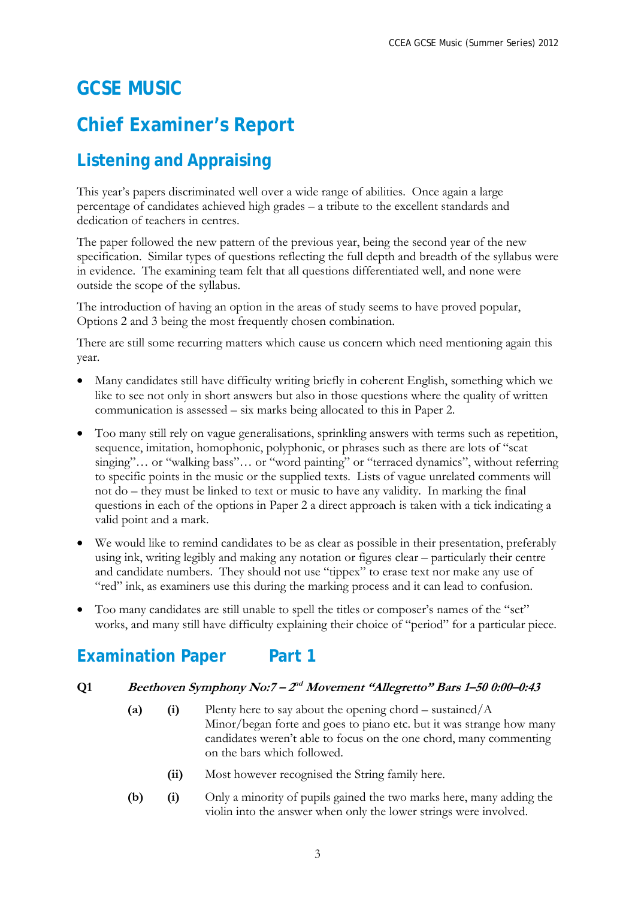# GCSE MUSIC

# Chief Examiner's Report

## Listening and Appraising

This year's papers discriminated well over a wide range of abilities. Once again a large percentage of candidates achieved high grades – a tribute to the excellent standards and dedication of teachers in centres.

The paper followed the new pattern of the previous year, being the second year of the new specification. Similar types of questions reflecting the full depth and breadth of the syllabus were in evidence. The examining team felt that all questions differentiated well, and none were outside the scope of the syllabus.

The introduction of having an option in the areas of study seems to have proved popular, Options 2 and 3 being the most frequently chosen combination.

There are still some recurring matters which cause us concern which need mentioning again this year.

- Many candidates still have difficulty writing briefly in coherent English, something which we like to see not only in short answers but also in those questions where the quality of written communication is assessed – six marks being allocated to this in Paper 2.
- Too many still rely on vague generalisations, sprinkling answers with terms such as repetition, sequence, imitation, homophonic, polyphonic, or phrases such as there are lots of "scat singing"… or "walking bass"… or "word painting" or "terraced dynamics", without referring to specific points in the music or the supplied texts. Lists of vague unrelated comments will not do – they must be linked to text or music to have any validity. In marking the final questions in each of the options in Paper 2 a direct approach is taken with a tick indicating a valid point and a mark.
- We would like to remind candidates to be as clear as possible in their presentation, preferably using ink, writing legibly and making any notation or figures clear – particularly their centre and candidate numbers. They should not use "tippex" to erase text nor make any use of "red" ink, as examiners use this during the marking process and it can lead to confusion.
- Too many candidates are still unable to spell the titles or composer's names of the "set" works, and many still have difficulty explaining their choice of "period" for a particular piece.

## Examination Paper Part 1

**Q1** ***Beethoven Symphony No:7 – 2nd Movement "Allegretto" Bars 1–50 0:00–0:43***

**(a)** **(i)** Plenty here to say about the opening chord – sustained/A Minor/began forte and goes to piano etc. but it was strange how many candidates weren't able to focus on the one chord, many commenting on the bars which followed.

**(ii)** Most however recognised the String family here.

**(b)** **(i)** Only a minority of pupils gained the two marks here, many adding the violin into the answer when only the lower strings were involved.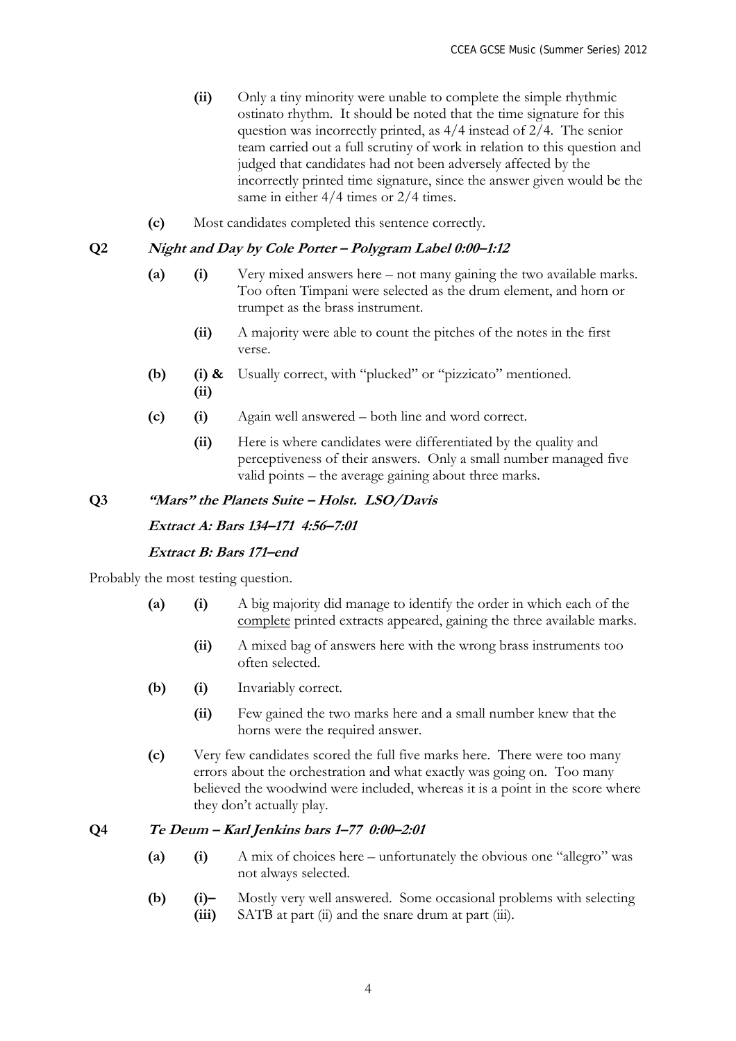**(ii)** Only a tiny minority were unable to complete the simple rhythmic ostinato rhythm. It should be noted that the time signature for this question was incorrectly printed, as 4/4 instead of 2/4. The senior team carried out a full scrutiny of work in relation to this question and judged that candidates had not been adversely affected by the incorrectly printed time signature, since the answer given would be the same in either 4/4 times or 2/4 times.

**(c)** Most candidates completed this sentence correctly.

### Q2 *Night and Day by Cole Porter – Polygram Label 0:00–1:12*

**(a) (i)** Very mixed answers here – not many gaining the two available marks. Too often Timpani were selected as the drum element, and horn or trumpet as the brass instrument.

**(ii)** A majority were able to count the pitches of the notes in the first verse.

**(b) (i) & (ii)** Usually correct, with "plucked" or "pizzicato" mentioned.

**(c) (i)** Again well answered – both line and word correct.

**(ii)** Here is where candidates were differentiated by the quality and perceptiveness of their answers. Only a small number managed five valid points – the average gaining about three marks.

### Q3 *"Mars" the Planets Suite – Holst. LSO/Davis*

***Extract A: Bars 134–171 4:56–7:01***

***Extract B: Bars 171–end***

Probably the most testing question.

**(a) (i)** A big majority did manage to identify the order in which each of the <u>complete</u> printed extracts appeared, gaining the three available marks.

**(ii)** A mixed bag of answers here with the wrong brass instruments too often selected.

**(b) (i)** Invariably correct.

**(ii)** Few gained the two marks here and a small number knew that the horns were the required answer.

**(c)** Very few candidates scored the full five marks here. There were too many errors about the orchestration and what exactly was going on. Too many believed the woodwind were included, whereas it is a point in the score where they don't actually play.

### Q4 *Te Deum – Karl Jenkins bars 1–77 0:00–2:01*

**(a) (i)** A mix of choices here – unfortunately the obvious one "allegro" was not always selected.

**(b) (i)–(iii)** Mostly very well answered. Some occasional problems with selecting SATB at part (ii) and the snare drum at part (iii).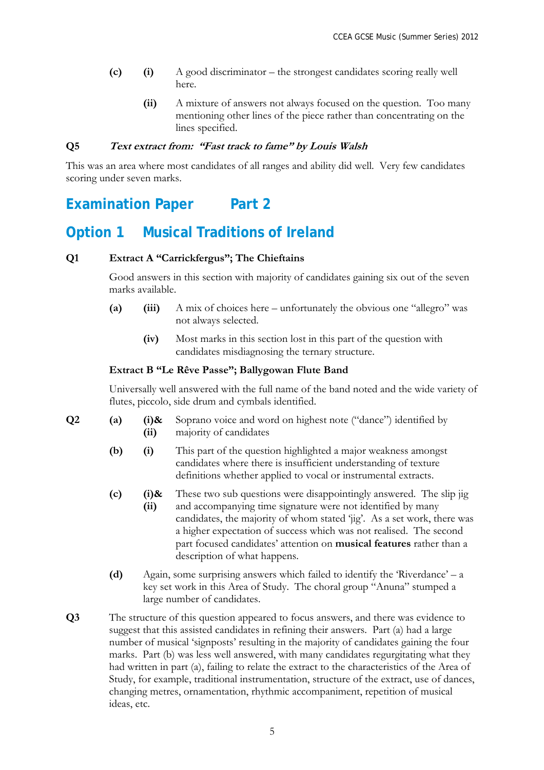**(c)** **(i)** A good discriminator – the strongest candidates scoring really well here.

**(ii)** A mixture of answers not always focused on the question. Too many mentioning other lines of the piece rather than concentrating on the lines specified.

**Q5** ***Text extract from: "Fast track to fame" by Louis Walsh***

This was an area where most candidates of all ranges and ability did well. Very few candidates scoring under seven marks.

## Examination Paper Part 2

## Option 1 Musical Traditions of Ireland

**Q1** **Extract A "Carrickfergus"; The Chieftains**

Good answers in this section with majority of candidates gaining six out of the seven marks available.

**(a)** **(iii)** A mix of choices here – unfortunately the obvious one "allegro" was not always selected.

**(iv)** Most marks in this section lost in this part of the question with candidates misdiagnosing the ternary structure.

**Extract B "Le Rêve Passe"; Ballygowan Flute Band**

Universally well answered with the full name of the band noted and the wide variety of flutes, piccolo, side drum and cymbals identified.

**Q2** **(a)** **(i)& (ii)** Soprano voice and word on highest note ("dance") identified by majority of candidates

**(b)** **(i)** This part of the question highlighted a major weakness amongst candidates where there is insufficient understanding of texture definitions whether applied to vocal or instrumental extracts.

**(c)** **(i)& (ii)** These two sub questions were disappointingly answered. The slip jig and accompanying time signature were not identified by many candidates, the majority of whom stated 'jig'. As a set work, there was a higher expectation of success which was not realised. The second part focused candidates' attention on **musical features** rather than a description of what happens.

**(d)** Again, some surprising answers which failed to identify the 'Riverdance' – a key set work in this Area of Study. The choral group "Anuna" stumped a large number of candidates.

**Q3** The structure of this question appeared to focus answers, and there was evidence to suggest that this assisted candidates in refining their answers. Part (a) had a large number of musical 'signposts' resulting in the majority of candidates gaining the four marks. Part (b) was less well answered, with many candidates regurgitating what they had written in part (a), failing to relate the extract to the characteristics of the Area of Study, for example, traditional instrumentation, structure of the extract, use of dances, changing metres, ornamentation, rhythmic accompaniment, repetition of musical ideas, etc.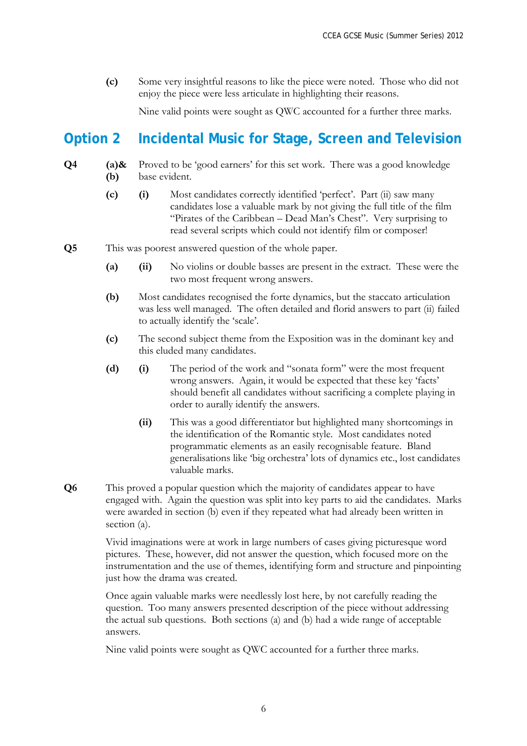**(c)** Some very insightful reasons to like the piece were noted. Those who did not enjoy the piece were less articulate in highlighting their reasons.

Nine valid points were sought as QWC accounted for a further three marks.

## Option 2 Incidental Music for Stage, Screen and Television

**Q4**

**(a)& (b)** Proved to be 'good earners' for this set work. There was a good knowledge base evident.

**(c) (i)** Most candidates correctly identified 'perfect'. Part (ii) saw many candidates lose a valuable mark by not giving the full title of the film "Pirates of the Caribbean – Dead Man's Chest". Very surprising to read several scripts which could not identify film or composer!

**Q5** This was poorest answered question of the whole paper.

**(a) (ii)** No violins or double basses are present in the extract. These were the two most frequent wrong answers.

**(b)** Most candidates recognised the forte dynamics, but the staccato articulation was less well managed. The often detailed and florid answers to part (ii) failed to actually identify the 'scale'.

**(c)** The second subject theme from the Exposition was in the dominant key and this eluded many candidates.

**(d) (i)** The period of the work and "sonata form" were the most frequent wrong answers. Again, it would be expected that these key 'facts' should benefit all candidates without sacrificing a complete playing in order to aurally identify the answers.

**(ii)** This was a good differentiator but highlighted many shortcomings in the identification of the Romantic style. Most candidates noted programmatic elements as an easily recognisable feature. Bland generalisations like 'big orchestra' lots of dynamics etc., lost candidates valuable marks.

**Q6** This proved a popular question which the majority of candidates appear to have engaged with. Again the question was split into key parts to aid the candidates. Marks were awarded in section (b) even if they repeated what had already been written in section (a).

Vivid imaginations were at work in large numbers of cases giving picturesque word pictures. These, however, did not answer the question, which focused more on the instrumentation and the use of themes, identifying form and structure and pinpointing just how the drama was created.

Once again valuable marks were needlessly lost here, by not carefully reading the question. Too many answers presented description of the piece without addressing the actual sub questions. Both sections (a) and (b) had a wide range of acceptable answers.

Nine valid points were sought as QWC accounted for a further three marks.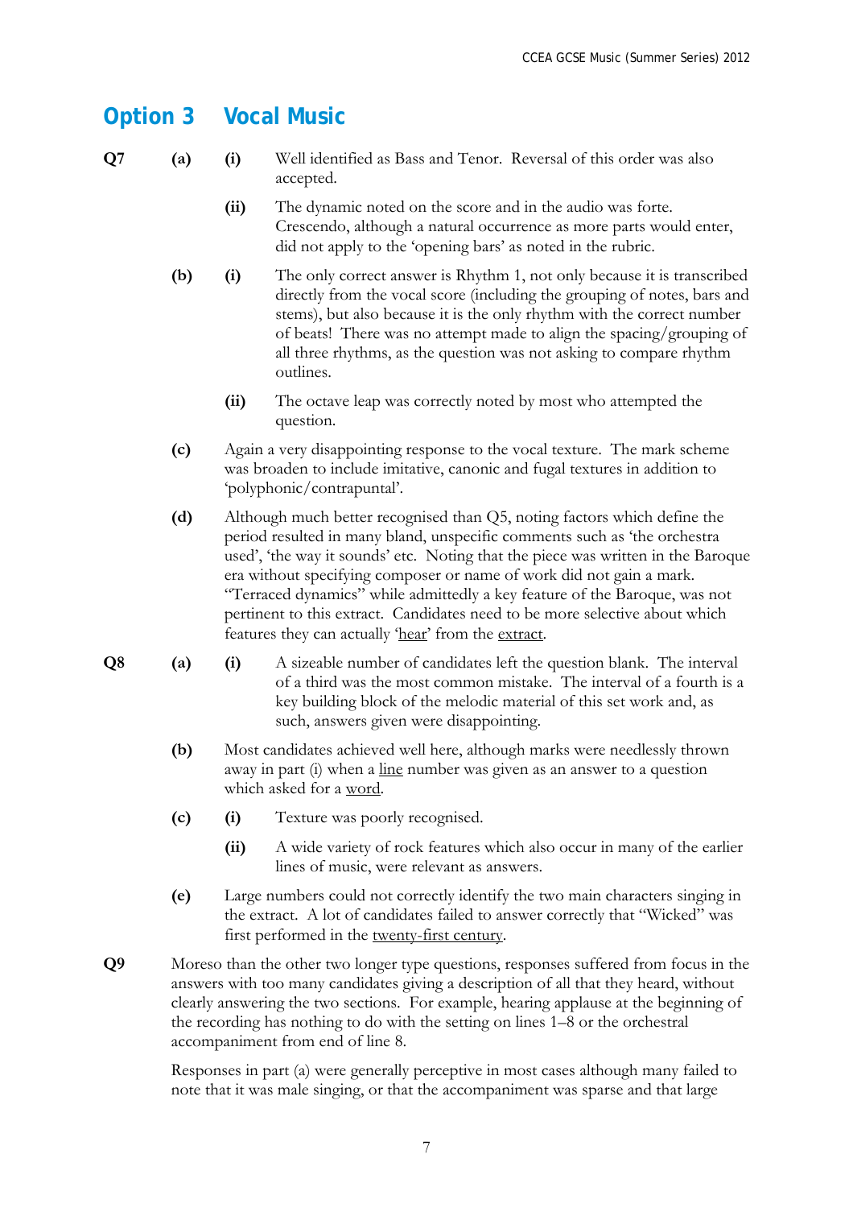## Option 3 Vocal Music

**Q7**

**(a)** **(i)** Well identified as Bass and Tenor. Reversal of this order was also accepted.

**(ii)** The dynamic noted on the score and in the audio was forte. Crescendo, although a natural occurrence as more parts would enter, did not apply to the 'opening bars' as noted in the rubric.

**(b)** **(i)** The only correct answer is Rhythm 1, not only because it is transcribed directly from the vocal score (including the grouping of notes, bars and stems), but also because it is the only rhythm with the correct number of beats! There was no attempt made to align the spacing/grouping of all three rhythms, as the question was not asking to compare rhythm outlines.

**(ii)** The octave leap was correctly noted by most who attempted the question.

**(c)** Again a very disappointing response to the vocal texture. The mark scheme was broaden to include imitative, canonic and fugal textures in addition to 'polyphonic/contrapuntal'.

**(d)** Although much better recognised than Q5, noting factors which define the period resulted in many bland, unspecific comments such as 'the orchestra used', 'the way it sounds' etc. Noting that the piece was written in the Baroque era without specifying composer or name of work did not gain a mark. "Terraced dynamics" while admittedly a key feature of the Baroque, was not pertinent to this extract. Candidates need to be more selective about which features they can actually '<u>hear</u>' from the <u>extract</u>.

**Q8**

**(a)** **(i)** A sizeable number of candidates left the question blank. The interval of a third was the most common mistake. The interval of a fourth is a key building block of the melodic material of this set work and, as such, answers given were disappointing.

**(b)** Most candidates achieved well here, although marks were needlessly thrown away in part (i) when a <u>line</u> number was given as an answer to a question which asked for a <u>word</u>.

**(c)** **(i)** Texture was poorly recognised.

**(ii)** A wide variety of rock features which also occur in many of the earlier lines of music, were relevant as answers.

**(e)** Large numbers could not correctly identify the two main characters singing in the extract. A lot of candidates failed to answer correctly that "Wicked" was first performed in the <u>twenty-first century</u>.

**Q9**

Moreso than the other two longer type questions, responses suffered from focus in the answers with too many candidates giving a description of all that they heard, without clearly answering the two sections. For example, hearing applause at the beginning of the recording has nothing to do with the setting on lines 1–8 or the orchestral accompaniment from end of line 8.

Responses in part (a) were generally perceptive in most cases although many failed to note that it was male singing, or that the accompaniment was sparse and that large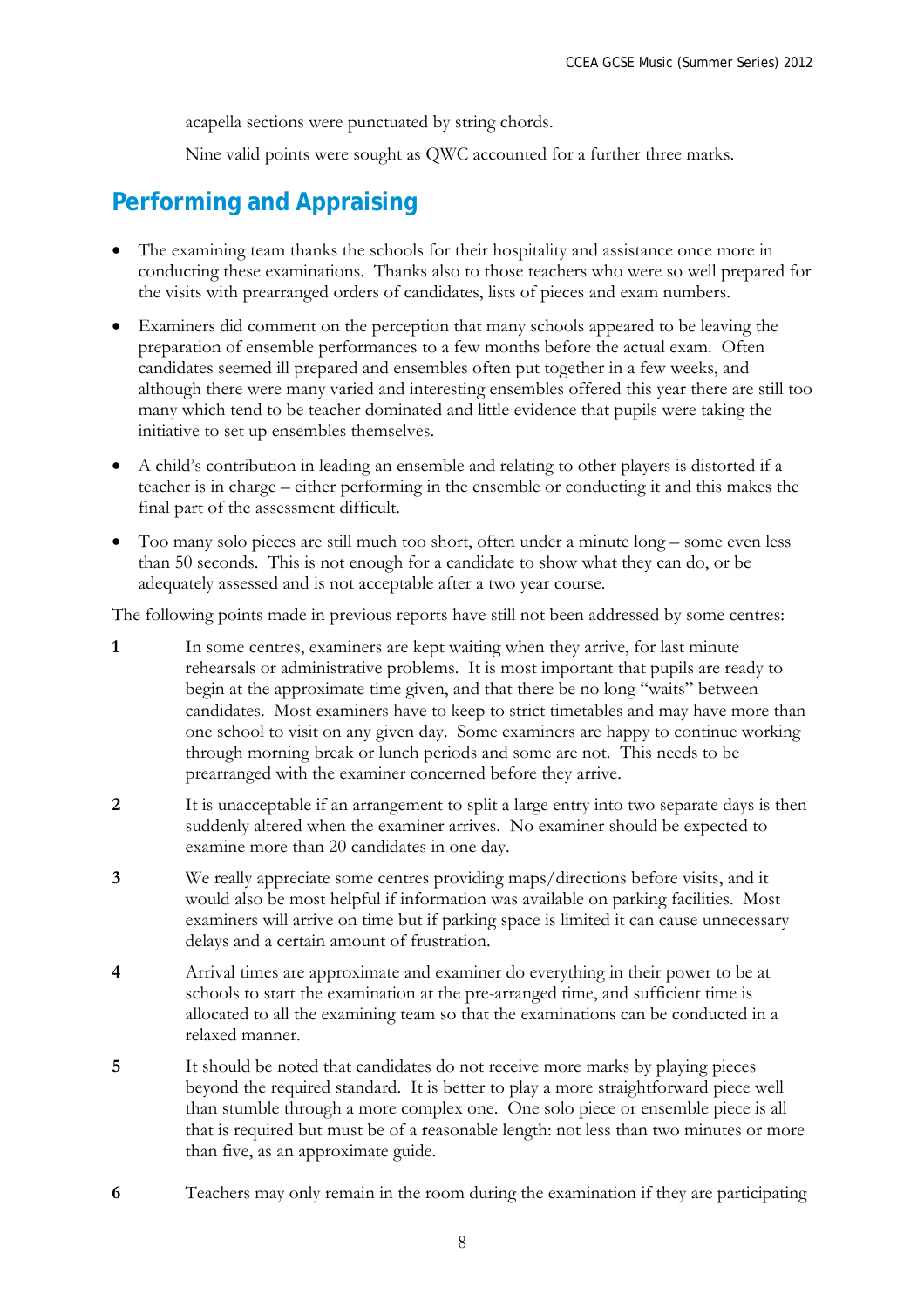acapella sections were punctuated by string chords.

Nine valid points were sought as QWC accounted for a further three marks.

## Performing and Appraising

- The examining team thanks the schools for their hospitality and assistance once more in conducting these examinations. Thanks also to those teachers who were so well prepared for the visits with prearranged orders of candidates, lists of pieces and exam numbers.
- Examiners did comment on the perception that many schools appeared to be leaving the preparation of ensemble performances to a few months before the actual exam. Often candidates seemed ill prepared and ensembles often put together in a few weeks, and although there were many varied and interesting ensembles offered this year there are still too many which tend to be teacher dominated and little evidence that pupils were taking the initiative to set up ensembles themselves.
- A child's contribution in leading an ensemble and relating to other players is distorted if a teacher is in charge – either performing in the ensemble or conducting it and this makes the final part of the assessment difficult.
- Too many solo pieces are still much too short, often under a minute long – some even less than 50 seconds. This is not enough for a candidate to show what they can do, or be adequately assessed and is not acceptable after a two year course.

The following points made in previous reports have still not been addressed by some centres:

**1** In some centres, examiners are kept waiting when they arrive, for last minute rehearsals or administrative problems. It is most important that pupils are ready to begin at the approximate time given, and that there be no long "waits" between candidates. Most examiners have to keep to strict timetables and may have more than one school to visit on any given day. Some examiners are happy to continue working through morning break or lunch periods and some are not. This needs to be prearranged with the examiner concerned before they arrive.

**2** It is unacceptable if an arrangement to split a large entry into two separate days is then suddenly altered when the examiner arrives. No examiner should be expected to examine more than 20 candidates in one day.

**3** We really appreciate some centres providing maps/directions before visits, and it would also be most helpful if information was available on parking facilities. Most examiners will arrive on time but if parking space is limited it can cause unnecessary delays and a certain amount of frustration.

**4** Arrival times are approximate and examiner do everything in their power to be at schools to start the examination at the pre-arranged time, and sufficient time is allocated to all the examining team so that the examinations can be conducted in a relaxed manner.

**5** It should be noted that candidates do not receive more marks by playing pieces beyond the required standard. It is better to play a more straightforward piece well than stumble through a more complex one. One solo piece or ensemble piece is all that is required but must be of a reasonable length: not less than two minutes or more than five, as an approximate guide.

**6** Teachers may only remain in the room during the examination if they are participating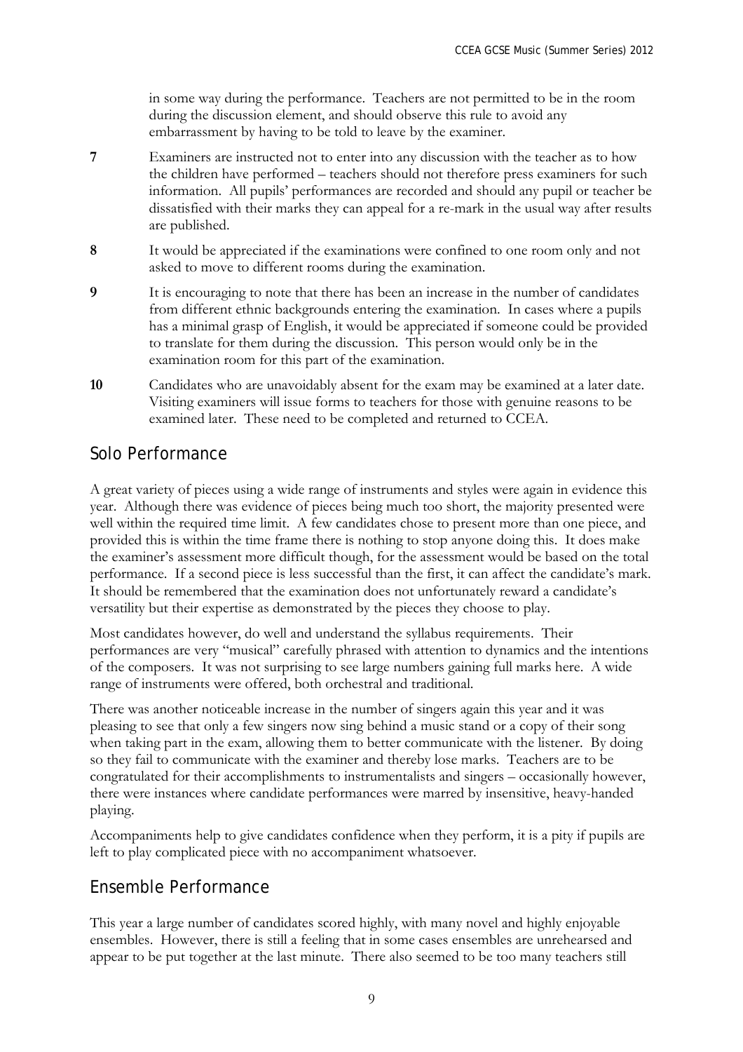in some way during the performance. Teachers are not permitted to be in the room during the discussion element, and should observe this rule to avoid any embarrassment by having to be told to leave by the examiner.

**7** Examiners are instructed not to enter into any discussion with the teacher as to how the children have performed – teachers should not therefore press examiners for such information. All pupils' performances are recorded and should any pupil or teacher be dissatisfied with their marks they can appeal for a re-mark in the usual way after results are published.

**8** It would be appreciated if the examinations were confined to one room only and not asked to move to different rooms during the examination.

**9** It is encouraging to note that there has been an increase in the number of candidates from different ethnic backgrounds entering the examination. In cases where a pupils has a minimal grasp of English, it would be appreciated if someone could be provided to translate for them during the discussion. This person would only be in the examination room for this part of the examination.

**10** Candidates who are unavoidably absent for the exam may be examined at a later date. Visiting examiners will issue forms to teachers for those with genuine reasons to be examined later. These need to be completed and returned to CCEA.

## Solo Performance

A great variety of pieces using a wide range of instruments and styles were again in evidence this year. Although there was evidence of pieces being much too short, the majority presented were well within the required time limit. A few candidates chose to present more than one piece, and provided this is within the time frame there is nothing to stop anyone doing this. It does make the examiner's assessment more difficult though, for the assessment would be based on the total performance. If a second piece is less successful than the first, it can affect the candidate's mark. It should be remembered that the examination does not unfortunately reward a candidate's versatility but their expertise as demonstrated by the pieces they choose to play.

Most candidates however, do well and understand the syllabus requirements. Their performances are very "musical" carefully phrased with attention to dynamics and the intentions of the composers. It was not surprising to see large numbers gaining full marks here. A wide range of instruments were offered, both orchestral and traditional.

There was another noticeable increase in the number of singers again this year and it was pleasing to see that only a few singers now sing behind a music stand or a copy of their song when taking part in the exam, allowing them to better communicate with the listener. By doing so they fail to communicate with the examiner and thereby lose marks. Teachers are to be congratulated for their accomplishments to instrumentalists and singers – occasionally however, there were instances where candidate performances were marred by insensitive, heavy-handed playing.

Accompaniments help to give candidates confidence when they perform, it is a pity if pupils are left to play complicated piece with no accompaniment whatsoever.

## Ensemble Performance

This year a large number of candidates scored highly, with many novel and highly enjoyable ensembles. However, there is still a feeling that in some cases ensembles are unrehearsed and appear to be put together at the last minute. There also seemed to be too many teachers still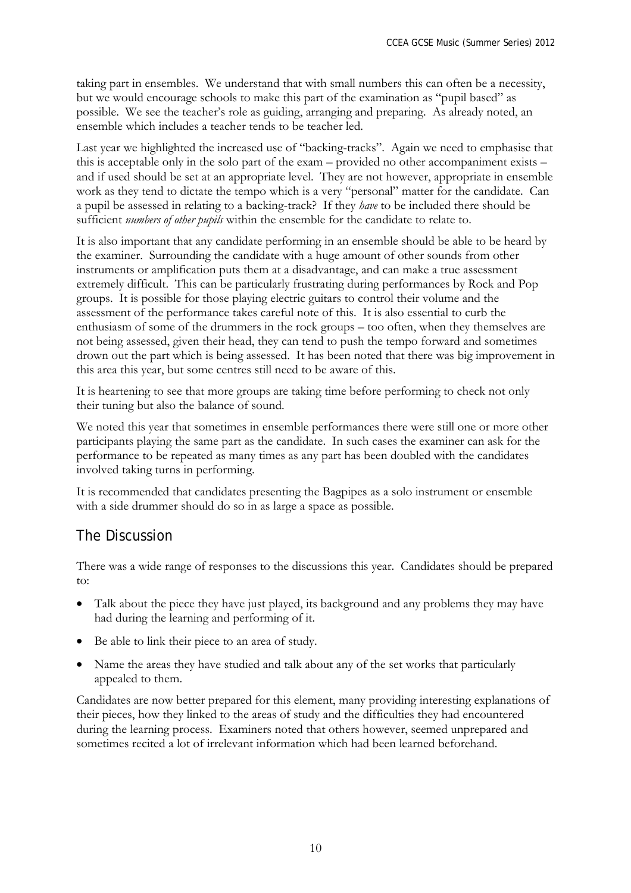taking part in ensembles. We understand that with small numbers this can often be a necessity, but we would encourage schools to make this part of the examination as "pupil based" as possible. We see the teacher's role as guiding, arranging and preparing. As already noted, an ensemble which includes a teacher tends to be teacher led.

Last year we highlighted the increased use of "backing-tracks". Again we need to emphasise that this is acceptable only in the solo part of the exam – provided no other accompaniment exists – and if used should be set at an appropriate level. They are not however, appropriate in ensemble work as they tend to dictate the tempo which is a very "personal" matter for the candidate. Can a pupil be assessed in relating to a backing-track? If they *have* to be included there should be sufficient *numbers of other pupils* within the ensemble for the candidate to relate to.

It is also important that any candidate performing in an ensemble should be able to be heard by the examiner. Surrounding the candidate with a huge amount of other sounds from other instruments or amplification puts them at a disadvantage, and can make a true assessment extremely difficult. This can be particularly frustrating during performances by Rock and Pop groups. It is possible for those playing electric guitars to control their volume and the assessment of the performance takes careful note of this. It is also essential to curb the enthusiasm of some of the drummers in the rock groups – too often, when they themselves are not being assessed, given their head, they can tend to push the tempo forward and sometimes drown out the part which is being assessed. It has been noted that there was big improvement in this area this year, but some centres still need to be aware of this.

It is heartening to see that more groups are taking time before performing to check not only their tuning but also the balance of sound.

We noted this year that sometimes in ensemble performances there were still one or more other participants playing the same part as the candidate. In such cases the examiner can ask for the performance to be repeated as many times as any part has been doubled with the candidates involved taking turns in performing.

It is recommended that candidates presenting the Bagpipes as a solo instrument or ensemble with a side drummer should do so in as large a space as possible.

## The Discussion

There was a wide range of responses to the discussions this year. Candidates should be prepared to:

- Talk about the piece they have just played, its background and any problems they may have had during the learning and performing of it.
- Be able to link their piece to an area of study.
- Name the areas they have studied and talk about any of the set works that particularly appealed to them.

Candidates are now better prepared for this element, many providing interesting explanations of their pieces, how they linked to the areas of study and the difficulties they had encountered during the learning process. Examiners noted that others however, seemed unprepared and sometimes recited a lot of irrelevant information which had been learned beforehand.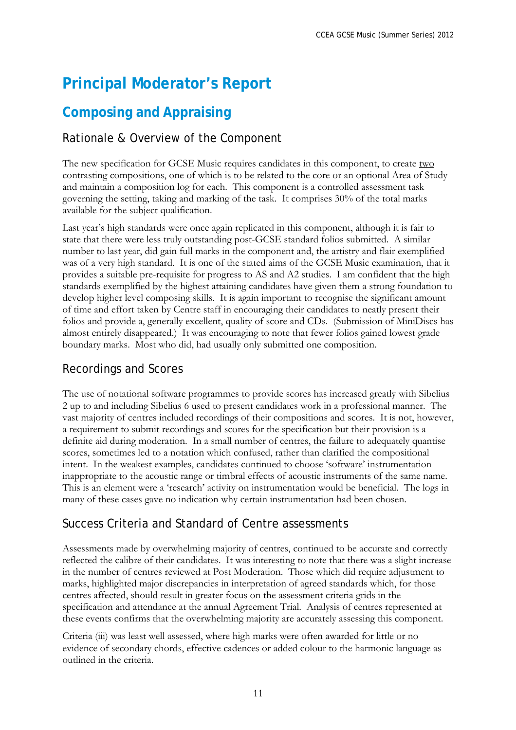# Principal Moderator's Report

## Composing and Appraising

### Rationale & Overview of the Component

The new specification for GCSE Music requires candidates in this component, to create <u>two</u> contrasting compositions, one of which is to be related to the core or an optional Area of Study and maintain a composition log for each. This component is a controlled assessment task governing the setting, taking and marking of the task. It comprises 30% of the total marks available for the subject qualification.

Last year's high standards were once again replicated in this component, although it is fair to state that there were less truly outstanding post-GCSE standard folios submitted. A similar number to last year, did gain full marks in the component and, the artistry and flair exemplified was of a very high standard. It is one of the stated aims of the GCSE Music examination, that it provides a suitable pre-requisite for progress to AS and A2 studies. I am confident that the high standards exemplified by the highest attaining candidates have given them a strong foundation to develop higher level composing skills. It is again important to recognise the significant amount of time and effort taken by Centre staff in encouraging their candidates to neatly present their folios and provide a, generally excellent, quality of score and CDs. (Submission of MiniDiscs has almost entirely disappeared.) It was encouraging to note that fewer folios gained lowest grade boundary marks. Most who did, had usually only submitted one composition.

### Recordings and Scores

The use of notational software programmes to provide scores has increased greatly with Sibelius 2 up to and including Sibelius 6 used to present candidates work in a professional manner. The vast majority of centres included recordings of their compositions and scores. It is not, however, a requirement to submit recordings and scores for the specification but their provision is a definite aid during moderation. In a small number of centres, the failure to adequately quantise scores, sometimes led to a notation which confused, rather than clarified the compositional intent. In the weakest examples, candidates continued to choose 'software' instrumentation inappropriate to the acoustic range or timbral effects of acoustic instruments of the same name. This is an element were a 'research' activity on instrumentation would be beneficial. The logs in many of these cases gave no indication why certain instrumentation had been chosen.

### Success Criteria and Standard of Centre assessments

Assessments made by overwhelming majority of centres, continued to be accurate and correctly reflected the calibre of their candidates. It was interesting to note that there was a slight increase in the number of centres reviewed at Post Moderation. Those which did require adjustment to marks, highlighted major discrepancies in interpretation of agreed standards which, for those centres affected, should result in greater focus on the assessment criteria grids in the specification and attendance at the annual Agreement Trial. Analysis of centres represented at these events confirms that the overwhelming majority are accurately assessing this component.

Criteria (iii) was least well assessed, where high marks were often awarded for little or no evidence of secondary chords, effective cadences or added colour to the harmonic language as outlined in the criteria.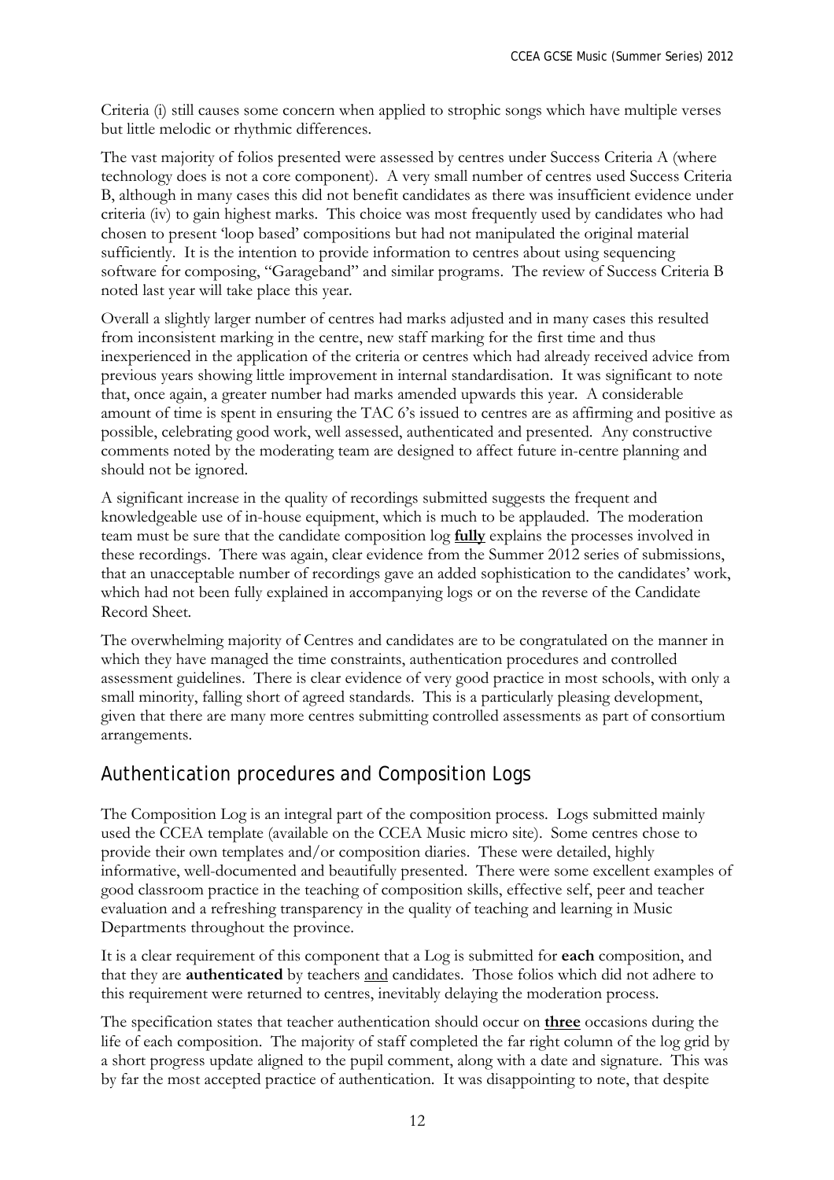Criteria (i) still causes some concern when applied to strophic songs which have multiple verses but little melodic or rhythmic differences.

The vast majority of folios presented were assessed by centres under Success Criteria A (where technology does is not a core component). A very small number of centres used Success Criteria B, although in many cases this did not benefit candidates as there was insufficient evidence under criteria (iv) to gain highest marks. This choice was most frequently used by candidates who had chosen to present 'loop based' compositions but had not manipulated the original material sufficiently. It is the intention to provide information to centres about using sequencing software for composing, "Garageband" and similar programs. The review of Success Criteria B noted last year will take place this year.

Overall a slightly larger number of centres had marks adjusted and in many cases this resulted from inconsistent marking in the centre, new staff marking for the first time and thus inexperienced in the application of the criteria or centres which had already received advice from previous years showing little improvement in internal standardisation. It was significant to note that, once again, a greater number had marks amended upwards this year. A considerable amount of time is spent in ensuring the TAC 6's issued to centres are as affirming and positive as possible, celebrating good work, well assessed, authenticated and presented. Any constructive comments noted by the moderating team are designed to affect future in-centre planning and should not be ignored.

A significant increase in the quality of recordings submitted suggests the frequent and knowledgeable use of in-house equipment, which is much to be applauded. The moderation team must be sure that the candidate composition log **fully** explains the processes involved in these recordings. There was again, clear evidence from the Summer 2012 series of submissions, that an unacceptable number of recordings gave an added sophistication to the candidates' work, which had not been fully explained in accompanying logs or on the reverse of the Candidate Record Sheet.

The overwhelming majority of Centres and candidates are to be congratulated on the manner in which they have managed the time constraints, authentication procedures and controlled assessment guidelines. There is clear evidence of very good practice in most schools, with only a small minority, falling short of agreed standards. This is a particularly pleasing development, given that there are many more centres submitting controlled assessments as part of consortium arrangements.

## Authentication procedures and Composition Logs

The Composition Log is an integral part of the composition process. Logs submitted mainly used the CCEA template (available on the CCEA Music micro site). Some centres chose to provide their own templates and/or composition diaries. These were detailed, highly informative, well-documented and beautifully presented. There were some excellent examples of good classroom practice in the teaching of composition skills, effective self, peer and teacher evaluation and a refreshing transparency in the quality of teaching and learning in Music Departments throughout the province.

It is a clear requirement of this component that a Log is submitted for **each** composition, and that they are **authenticated** by teachers and candidates. Those folios which did not adhere to this requirement were returned to centres, inevitably delaying the moderation process.

The specification states that teacher authentication should occur on **three** occasions during the life of each composition. The majority of staff completed the far right column of the log grid by a short progress update aligned to the pupil comment, along with a date and signature. This was by far the most accepted practice of authentication. It was disappointing to note, that despite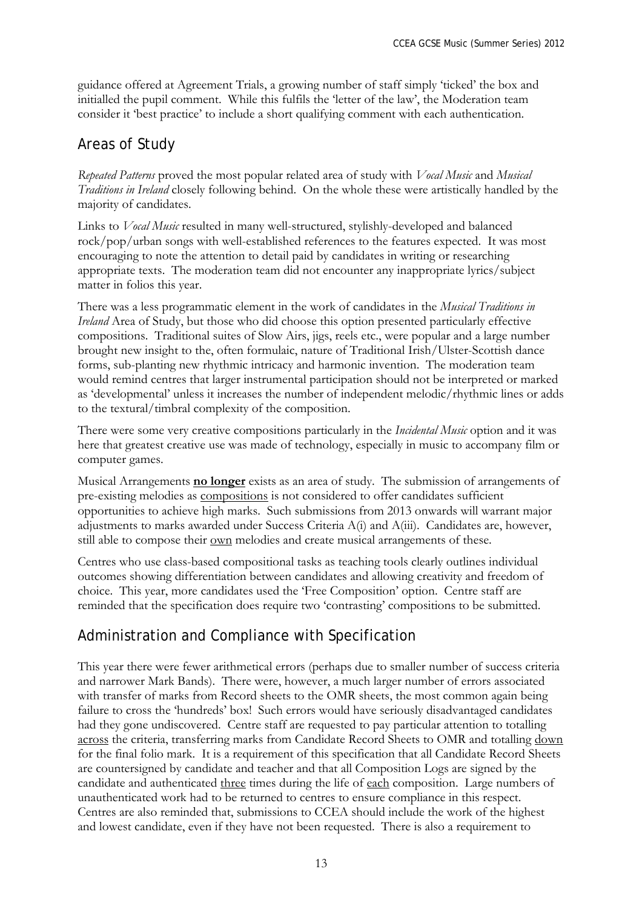guidance offered at Agreement Trials, a growing number of staff simply 'ticked' the box and initialled the pupil comment. While this fulfils the 'letter of the law', the Moderation team consider it 'best practice' to include a short qualifying comment with each authentication.

## Areas of Study

*Repeated Patterns* proved the most popular related area of study with *Vocal Music* and *Musical Traditions in Ireland* closely following behind. On the whole these were artistically handled by the majority of candidates.

Links to *Vocal Music* resulted in many well-structured, stylishly-developed and balanced rock/pop/urban songs with well-established references to the features expected. It was most encouraging to note the attention to detail paid by candidates in writing or researching appropriate texts. The moderation team did not encounter any inappropriate lyrics/subject matter in folios this year.

There was a less programmatic element in the work of candidates in the *Musical Traditions in Ireland* Area of Study, but those who did choose this option presented particularly effective compositions. Traditional suites of Slow Airs, jigs, reels etc., were popular and a large number brought new insight to the, often formulaic, nature of Traditional Irish/Ulster-Scottish dance forms, sub-planting new rhythmic intricacy and harmonic invention. The moderation team would remind centres that larger instrumental participation should not be interpreted or marked as 'developmental' unless it increases the number of independent melodic/rhythmic lines or adds to the textural/timbral complexity of the composition.

There were some very creative compositions particularly in the *Incidental Music* option and it was here that greatest creative use was made of technology, especially in music to accompany film or computer games.

Musical Arrangements **no longer** exists as an area of study. The submission of arrangements of pre-existing melodies as compositions is not considered to offer candidates sufficient opportunities to achieve high marks. Such submissions from 2013 onwards will warrant major adjustments to marks awarded under Success Criteria A(i) and A(iii). Candidates are, however, still able to compose their own melodies and create musical arrangements of these.

Centres who use class-based compositional tasks as teaching tools clearly outlines individual outcomes showing differentiation between candidates and allowing creativity and freedom of choice. This year, more candidates used the 'Free Composition' option. Centre staff are reminded that the specification does require two 'contrasting' compositions to be submitted.

## Administration and Compliance with Specification

This year there were fewer arithmetical errors (perhaps due to smaller number of success criteria and narrower Mark Bands). There were, however, a much larger number of errors associated with transfer of marks from Record sheets to the OMR sheets, the most common again being failure to cross the 'hundreds' box! Such errors would have seriously disadvantaged candidates had they gone undiscovered. Centre staff are requested to pay particular attention to totalling across the criteria, transferring marks from Candidate Record Sheets to OMR and totalling down for the final folio mark. It is a requirement of this specification that all Candidate Record Sheets are countersigned by candidate and teacher and that all Composition Logs are signed by the candidate and authenticated three times during the life of each composition. Large numbers of unauthenticated work had to be returned to centres to ensure compliance in this respect. Centres are also reminded that, submissions to CCEA should include the work of the highest and lowest candidate, even if they have not been requested. There is also a requirement to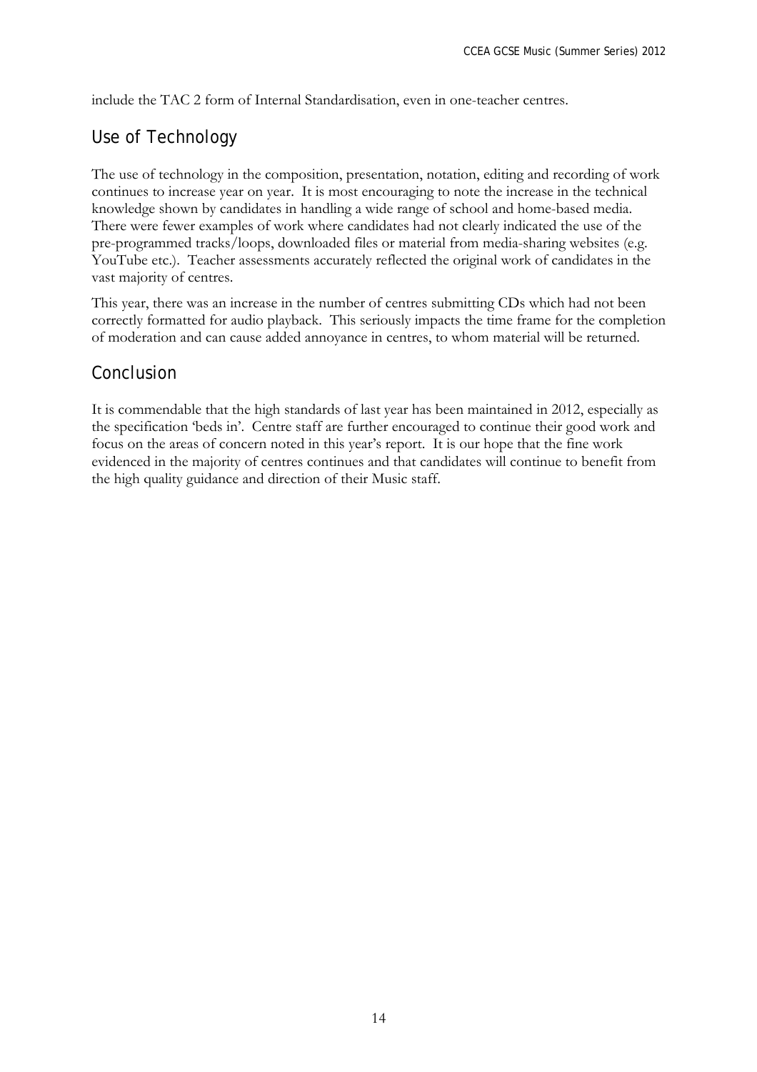include the TAC 2 form of Internal Standardisation, even in one-teacher centres.

## Use of Technology

The use of technology in the composition, presentation, notation, editing and recording of work continues to increase year on year. It is most encouraging to note the increase in the technical knowledge shown by candidates in handling a wide range of school and home-based media. There were fewer examples of work where candidates had not clearly indicated the use of the pre-programmed tracks/loops, downloaded files or material from media-sharing websites (e.g. YouTube etc.). Teacher assessments accurately reflected the original work of candidates in the vast majority of centres.

This year, there was an increase in the number of centres submitting CDs which had not been correctly formatted for audio playback. This seriously impacts the time frame for the completion of moderation and can cause added annoyance in centres, to whom material will be returned.

## Conclusion

It is commendable that the high standards of last year has been maintained in 2012, especially as the specification 'beds in'. Centre staff are further encouraged to continue their good work and focus on the areas of concern noted in this year's report. It is our hope that the fine work evidenced in the majority of centres continues and that candidates will continue to benefit from the high quality guidance and direction of their Music staff.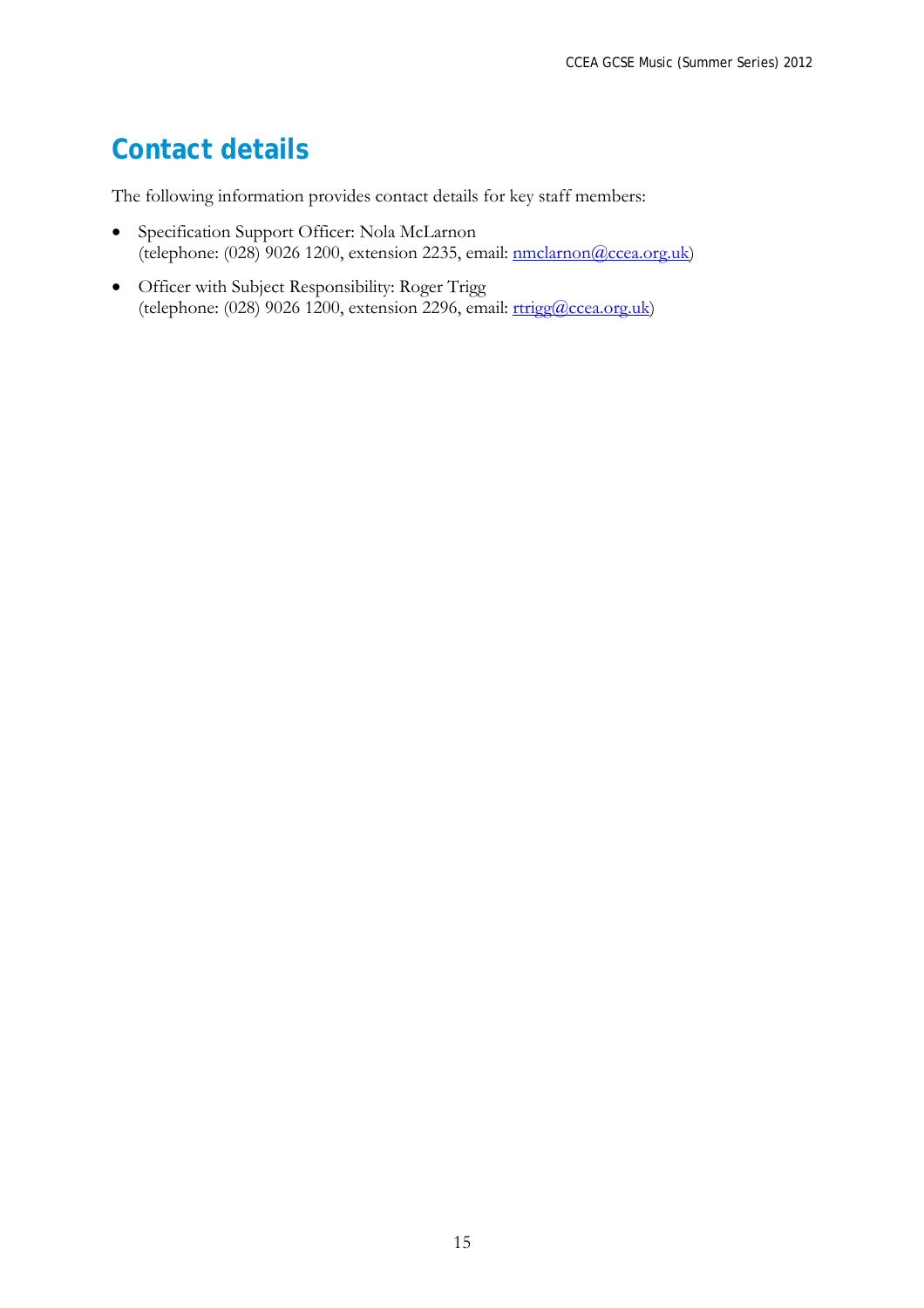# Contact details

The following information provides contact details for key staff members:

- Specification Support Officer: Nola McLarnon
  (telephone: (028) 9026 1200, extension 2235, email: nmclarnon@ccea.org.uk)
- Officer with Subject Responsibility: Roger Trigg
  (telephone: (028) 9026 1200, extension 2296, email: rtrigg@ccea.org.uk)